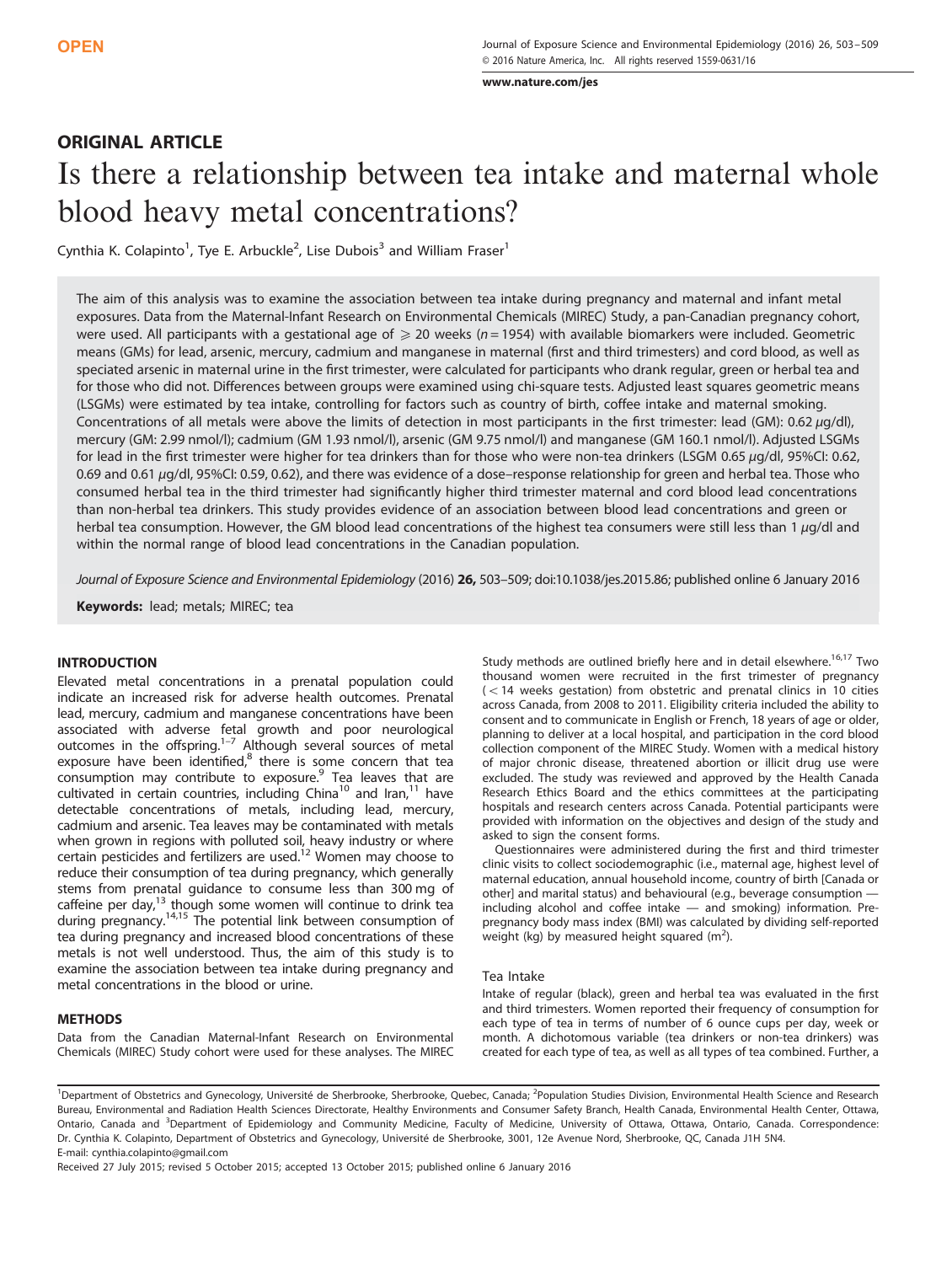**OPEN**

## ORIGINAL ARTICLE

# Is there a relationship between tea intake and maternal whole blood heavy metal concentrations?

Cynthia K. Colapinto[1], Tye E. Arbuckle[2], Lise Dubois[3] and William Fraser[1]

The aim of this analysis was to examine the association between tea intake during pregnancy and maternal and infant metal exposures. Data from the Maternal-Infant Research on Environmental Chemicals (MIREC) Study, a pan-Canadian pregnancy cohort, were used. All participants with a gestational age of ⩾ 20 weeks ($n = 1954$) with available biomarkers were included. Geometric means (GMs) for lead, arsenic, mercury, cadmium and manganese in maternal (first and third trimesters) and cord blood, as well as speciated arsenic in maternal urine in the first trimester, were calculated for participants who drank regular, green or herbal tea and for those who did not. Differences between groups were examined using chi-square tests. Adjusted least squares geometric means (LSGMs) were estimated by tea intake, controlling for factors such as country of birth, coffee intake and maternal smoking. Concentrations of all metals were above the limits of detection in most participants in the first trimester: lead (GM): 0.62 μg/dl), mercury (GM: 2.99 nmol/l); cadmium (GM 1.93 nmol/l), arsenic (GM 9.75 nmol/l) and manganese (GM 160.1 nmol/l). Adjusted LSGMs for lead in the first trimester were higher for tea drinkers than for those who were non-tea drinkers (LSGM 0.65 μg/dl, 95%CI: 0.62, 0.69 and 0.61 μg/dl, 95%CI: 0.59, 0.62), and there was evidence of a dose–response relationship for green and herbal tea. Those who consumed herbal tea in the third trimester had significantly higher third trimester maternal and cord blood lead concentrations than non-herbal tea drinkers. This study provides evidence of an association between blood lead concentrations and green or herbal tea consumption. However, the GM blood lead concentrations of the highest tea consumers were still less than 1 μg/dl and within the normal range of blood lead concentrations in the Canadian population.

*Journal of Exposure Science and Environmental Epidemiology* (2016) **26,** 503–509; doi:10.1038/jes.2015.86; published online 6 January 2016

**Keywords:** lead; metals; MIREC; tea

## INTRODUCTION

Elevated metal concentrations in a prenatal population could indicate an increased risk for adverse health outcomes. Prenatal lead, mercury, cadmium and manganese concentrations have been associated with adverse fetal growth and poor neurological outcomes in the offspring.[1–7] Although several sources of metal exposure have been identified,[8] there is some concern that tea consumption may contribute to exposure.[9] Tea leaves that are cultivated in certain countries, including China[10] and Iran,[11] have detectable concentrations of metals, including lead, mercury, cadmium and arsenic. Tea leaves may be contaminated with metals when grown in regions with polluted soil, heavy industry or where certain pesticides and fertilizers are used.[12] Women may choose to reduce their consumption of tea during pregnancy, which generally stems from prenatal guidance to consume less than 300 mg of caffeine per day,[13] though some women will continue to drink tea during pregnancy.[14,15] The potential link between consumption of tea during pregnancy and increased blood concentrations of these metals is not well understood. Thus, the aim of this study is to examine the association between tea intake during pregnancy and metal concentrations in the blood or urine.

## METHODS

Data from the Canadian Maternal-Infant Research on Environmental Chemicals (MIREC) Study cohort were used for these analyses. The MIREC Study methods are outlined briefly here and in detail elsewhere.[16,17] Two thousand women were recruited in the first trimester of pregnancy (< 14 weeks gestation) from obstetric and prenatal clinics in 10 cities across Canada, from 2008 to 2011. Eligibility criteria included the ability to consent and to communicate in English or French, 18 years of age or older, planning to deliver at a local hospital, and participation in the cord blood collection component of the MIREC Study. Women with a medical history of major chronic disease, threatened abortion or illicit drug use were excluded. The study was reviewed and approved by the Health Canada Research Ethics Board and the ethics committees at the participating hospitals and research centers across Canada. Potential participants were provided with information on the objectives and design of the study and asked to sign the consent forms.

Questionnaires were administered during the first and third trimester clinic visits to collect sociodemographic (i.e., maternal age, highest level of maternal education, annual household income, country of birth [Canada or other] and marital status) and behavioural (e.g., beverage consumption — including alcohol and coffee intake — and smoking) information. Pre-pregnancy body mass index (BMI) was calculated by dividing self-reported weight (kg) by measured height squared ($m^2$).

### Tea Intake

Intake of regular (black), green and herbal tea was evaluated in the first and third trimesters. Women reported their frequency of consumption for each type of tea in terms of number of 6 ounce cups per day, week or month. A dichotomous variable (tea drinkers or non-tea drinkers) was created for each type of tea, as well as all types of tea combined. Further, a

[1]Department of Obstetrics and Gynecology, Université de Sherbrooke, Sherbrooke, Quebec, Canada; [2]Population Studies Division, Environmental Health Science and Research Bureau, Environmental and Radiation Health Sciences Directorate, Healthy Environments and Consumer Safety Branch, Health Canada, Environmental Health Center, Ottawa, Ontario, Canada and [3]Department of Epidemiology and Community Medicine, Faculty of Medicine, University of Ottawa, Ottawa, Ontario, Canada. Correspondence: Dr. Cynthia K. Colapinto, Department of Obstetrics and Gynecology, Université de Sherbrooke, 3001, 12e Avenue Nord, Sherbrooke, QC, Canada J1H 5N4.
E-mail: cynthia.colapinto@gmail.com

Received 27 July 2015; revised 5 October 2015; accepted 13 October 2015; published online 6 January 2016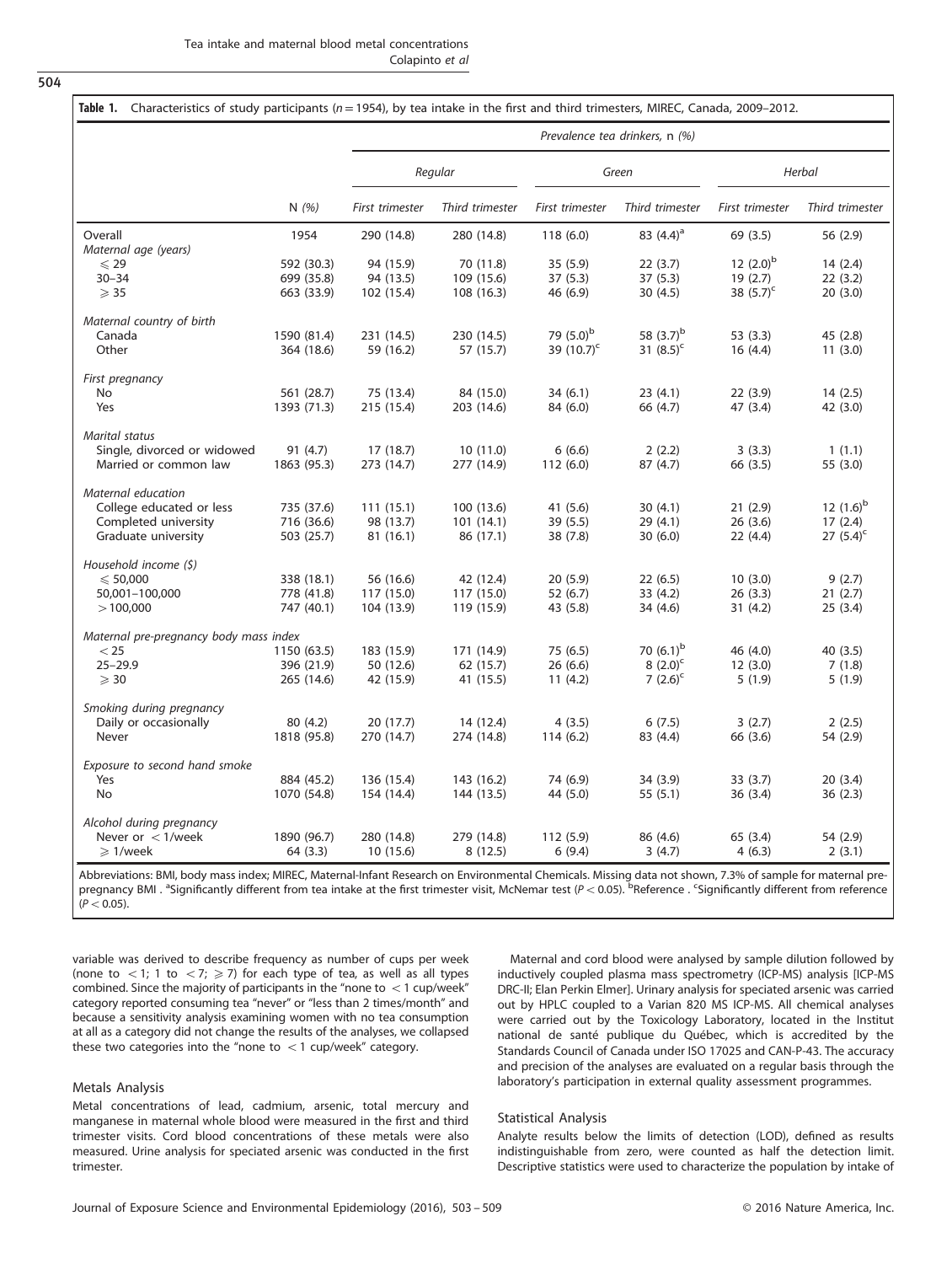**Table 1.** Characteristics of study participants ($n = 1954$), by tea intake in the first and third trimesters, MIREC, Canada, 2009–2012.

| | | *Prevalence tea drinkers,* n *(%)* | | | | | |
|---|---|---|---|---|---|---|---|
| | | *Regular* | | *Green* | | *Herbal* | |
| | N *(%)* | *First trimester* | *Third trimester* | *First trimester* | *Third trimester* | *First trimester* | *Third trimester* |
| Overall | 1954 | 290 (14.8) | 280 (14.8) | 118 (6.0) | 83 (4.4)[a] | 69 (3.5) | 56 (2.9) |
| *Maternal age (years)* | | | | | | | |
| ⩽ 29 | 592 (30.3) | 94 (15.9) | 70 (11.8) | 35 (5.9) | 22 (3.7) | 12 (2.0)[b] | 14 (2.4) |
| 30–34 | 699 (35.8) | 94 (13.5) | 109 (15.6) | 37 (5.3) | 37 (5.3) | 19 (2.7) | 22 (3.2) |
| ⩾ 35 | 663 (33.9) | 102 (15.4) | 108 (16.3) | 46 (6.9) | 30 (4.5) | 38 (5.7)[c] | 20 (3.0) |
| *Maternal country of birth* | | | | | | | |
| Canada | 1590 (81.4) | 231 (14.5) | 230 (14.5) | 79 (5.0)[b] | 58 (3.7)[b] | 53 (3.3) | 45 (2.8) |
| Other | 364 (18.6) | 59 (16.2) | 57 (15.7) | 39 (10.7)[c] | 31 (8.5)[c] | 16 (4.4) | 11 (3.0) |
| *First pregnancy* | | | | | | | |
| No | 561 (28.7) | 75 (13.4) | 84 (15.0) | 34 (6.1) | 23 (4.1) | 22 (3.9) | 14 (2.5) |
| Yes | 1393 (71.3) | 215 (15.4) | 203 (14.6) | 84 (6.0) | 66 (4.7) | 47 (3.4) | 42 (3.0) |
| *Marital status* | | | | | | | |
| Single, divorced or widowed | 91 (4.7) | 17 (18.7) | 10 (11.0) | 6 (6.6) | 2 (2.2) | 3 (3.3) | 1 (1.1) |
| Married or common law | 1863 (95.3) | 273 (14.7) | 277 (14.9) | 112 (6.0) | 87 (4.7) | 66 (3.5) | 55 (3.0) |
| *Maternal education* | | | | | | | |
| College educated or less | 735 (37.6) | 111 (15.1) | 100 (13.6) | 41 (5.6) | 30 (4.1) | 21 (2.9) | 12 (1.6)[b] |
| Completed university | 716 (36.6) | 98 (13.7) | 101 (14.1) | 39 (5.5) | 29 (4.1) | 26 (3.6) | 17 (2.4) |
| Graduate university | 503 (25.7) | 81 (16.1) | 86 (17.1) | 38 (7.8) | 30 (6.0) | 22 (4.4) | 27 (5.4)[c] |
| *Household income ($)* | | | | | | | |
| ⩽ 50,000 | 338 (18.1) | 56 (16.6) | 42 (12.4) | 20 (5.9) | 22 (6.5) | 10 (3.0) | 9 (2.7) |
| 50,001–100,000 | 778 (41.8) | 117 (15.0) | 117 (15.0) | 52 (6.7) | 33 (4.2) | 26 (3.3) | 21 (2.7) |
| > 100,000 | 747 (40.1) | 104 (13.9) | 119 (15.9) | 43 (5.8) | 34 (4.6) | 31 (4.2) | 25 (3.4) |
| *Maternal pre-pregnancy body mass index* | | | | | | | |
| < 25 | 1150 (63.5) | 183 (15.9) | 171 (14.9) | 75 (6.5) | 70 (6.1)[b] | 46 (4.0) | 40 (3.5) |
| 25–29.9 | 396 (21.9) | 50 (12.6) | 62 (15.7) | 26 (6.6) | 8 (2.0)[c] | 12 (3.0) | 7 (1.8) |
| ⩾ 30 | 265 (14.6) | 42 (15.9) | 41 (15.5) | 11 (4.2) | 7 (2.6)[c] | 5 (1.9) | 5 (1.9) |
| *Smoking during pregnancy* | | | | | | | |
| Daily or occasionally | 80 (4.2) | 20 (17.7) | 14 (12.4) | 4 (3.5) | 6 (7.5) | 3 (2.7) | 2 (2.5) |
| Never | 1818 (95.8) | 270 (14.7) | 274 (14.8) | 114 (6.2) | 83 (4.4) | 66 (3.6) | 54 (2.9) |
| *Exposure to second hand smoke* | | | | | | | |
| Yes | 884 (45.2) | 136 (15.4) | 143 (16.2) | 74 (6.9) | 34 (3.9) | 33 (3.7) | 20 (3.4) |
| No | 1070 (54.8) | 154 (14.4) | 144 (13.5) | 44 (5.0) | 55 (5.1) | 36 (3.4) | 36 (2.3) |
| *Alcohol during pregnancy* | | | | | | | |
| Never or < 1/week | 1890 (96.7) | 280 (14.8) | 279 (14.8) | 112 (5.9) | 86 (4.6) | 65 (3.4) | 54 (2.9) |
| ⩾ 1/week | 64 (3.3) | 10 (15.6) | 8 (12.5) | 6 (9.4) | 3 (4.7) | 4 (6.3) | 2 (3.1) |

Abbreviations: BMI, body mass index; MIREC, Maternal-Infant Research on Environmental Chemicals. Missing data not shown, 7.3% of sample for maternal pre-pregnancy BMI . [a]Significantly different from tea intake at the first trimester visit, McNemar test ($P < 0.05$). [b]Reference . [c]Significantly different from reference ($P < 0.05$).

variable was derived to describe frequency as number of cups per week (none to < 1; 1 to < 7; ⩾ 7) for each type of tea, as well as all types combined. Since the majority of participants in the "none to < 1 cup/week" category reported consuming tea "never" or "less than 2 times/month" and because a sensitivity analysis examining women with no tea consumption at all as a category did not change the results of the analyses, we collapsed these two categories into the "none to < 1 cup/week" category.

### Metals Analysis

Metal concentrations of lead, cadmium, arsenic, total mercury and manganese in maternal whole blood were measured in the first and third trimester visits. Cord blood concentrations of these metals were also measured. Urine analysis for speciated arsenic was conducted in the first trimester.

Maternal and cord blood were analysed by sample dilution followed by inductively coupled plasma mass spectrometry (ICP-MS) analysis [ICP-MS DRC-II; Elan Perkin Elmer]. Urinary analysis for speciated arsenic was carried out by HPLC coupled to a Varian 820 MS ICP-MS. All chemical analyses were carried out by the Toxicology Laboratory, located in the Institut national de santé publique du Québec, which is accredited by the Standards Council of Canada under ISO 17025 and CAN-P-43. The accuracy and precision of the analyses are evaluated on a regular basis through the laboratory's participation in external quality assessment programmes.

### Statistical Analysis

Analyte results below the limits of detection (LOD), defined as results indistinguishable from zero, were counted as half the detection limit. Descriptive statistics were used to characterize the population by intake of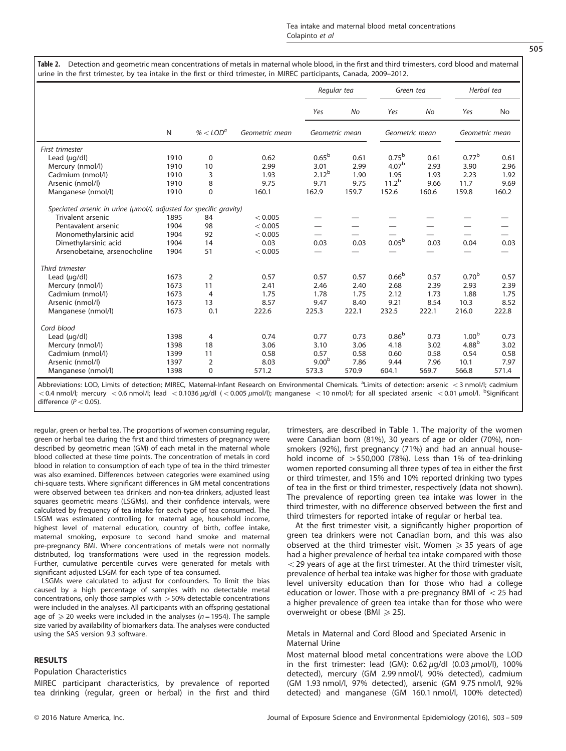**Table 2.** Detection and geometric mean concentrations of metals in maternal whole blood, in the first and third trimesters, cord blood and maternal urine in the first trimester, by tea intake in the first or third trimester, in MIREC participants, Canada, 2009–2012.

| | | | | Regular tea | | Green tea | | Herbal tea | |
|---|---|---|---|---|---|---|---|---|---|
| | | | | Yes | No | Yes | No | Yes | No |
| | N | % < LOD[a] | Geometric mean | Geometric mean | | Geometric mean | | Geometric mean | |
| *First trimester* | | | | | | | | | |
| Lead (μg/dl) | 1910 | 0 | 0.62 | 0.65[b] | 0.61 | 0.75[b] | 0.61 | 0.77[b] | 0.61 |
| Mercury (nmol/l) | 1910 | 10 | 2.99 | 3.01 | 2.99 | 4.07[b] | 2.93 | 3.90 | 2.96 |
| Cadmium (nmol/l) | 1910 | 3 | 1.93 | 2.12[b] | 1.90 | 1.95 | 1.93 | 2.23 | 1.92 |
| Arsenic (nmol/l) | 1910 | 8 | 9.75 | 9.71 | 9.75 | 11.2[b] | 9.66 | 11.7 | 9.69 |
| Manganese (nmol/l) | 1910 | 0 | 160.1 | 162.9 | 159.7 | 152.6 | 160.6 | 159.8 | 160.2 |
| *Speciated arsenic in urine (μmol/l, adjusted for specific gravity)* | | | | | | | | | |
| Trivalent arsenic | 1895 | 84 | < 0.005 | — | — | — | — | — | — |
| Pentavalent arsenic | 1904 | 98 | < 0.005 | — | — | — | — | — | — |
| Monomethylarsinic acid | 1904 | 92 | < 0.005 | — | — | — | — | — | — |
| Dimethylarsinic acid | 1904 | 14 | 0.03 | 0.03 | 0.03 | 0.05[b] | 0.03 | 0.04 | 0.03 |
| Arsenobetaine, arsenocholine | 1904 | 51 | < 0.005 | — | — | — | — | — | — |
| *Third trimester* | | | | | | | | | |
| Lead (μg/dl) | 1673 | 2 | 0.57 | 0.57 | 0.57 | 0.66[b] | 0.57 | 0.70[b] | 0.57 |
| Mercury (nmol/l) | 1673 | 11 | 2.41 | 2.46 | 2.40 | 2.68 | 2.39 | 2.93 | 2.39 |
| Cadmium (nmol/l) | 1673 | 4 | 1.75 | 1.78 | 1.75 | 2.12 | 1.73 | 1.88 | 1.75 |
| Arsenic (nmol/l) | 1673 | 13 | 8.57 | 9.47 | 8.40 | 9.21 | 8.54 | 10.3 | 8.52 |
| Manganese (nmol/l) | 1673 | 0.1 | 222.6 | 225.3 | 222.1 | 232.5 | 222.1 | 216.0 | 222.8 |
| *Cord blood* | | | | | | | | | |
| Lead (μg/dl) | 1398 | 4 | 0.74 | 0.77 | 0.73 | 0.86[b] | 0.73 | 1.00[b] | 0.73 |
| Mercury (nmol/l) | 1398 | 18 | 3.06 | 3.10 | 3.06 | 4.18 | 3.02 | 4.88[b] | 3.02 |
| Cadmium (nmol/l) | 1399 | 11 | 0.58 | 0.57 | 0.58 | 0.60 | 0.58 | 0.54 | 0.58 |
| Arsenic (nmol/l) | 1397 | 2 | 8.03 | 9.00[b] | 7.86 | 9.44 | 7.96 | 10.1 | 7.97 |
| Manganese (nmol/l) | 1398 | 0 | 571.2 | 573.3 | 570.9 | 604.1 | 569.7 | 566.8 | 571.4 |

Abbreviations: LOD, Limits of detection; MIREC, Maternal-Infant Research on Environmental Chemicals. [a]Limits of detection: arsenic < 3 nmol/l; cadmium < 0.4 nmol/l; mercury < 0.6 nmol/l; lead < 0.1036 μg/dl ( < 0.005 μmol/l); manganese < 10 nmol/l; for all speciated arsenic < 0.01 μmol/l. [b]Significant difference ($P < 0.05$).

regular, green or herbal tea. The proportions of women consuming regular, green or herbal tea during the first and third trimesters of pregnancy were described by geometric mean (GM) of each metal in the maternal whole blood collected at these time points. The concentration of metals in cord blood in relation to consumption of each type of tea in the third trimester was also examined. Differences between categories were examined using chi-square tests. Where significant differences in GM metal concentrations were observed between tea drinkers and non-tea drinkers, adjusted least squares geometric means (LSGMs), and their confidence intervals, were calculated by frequency of tea intake for each type of tea consumed. The LSGM was estimated controlling for maternal age, household income, highest level of maternal education, country of birth, coffee intake, maternal smoking, exposure to second hand smoke and maternal pre-pregnancy BMI. Where concentrations of metals were not normally distributed, log transformations were used in the regression models. Further, cumulative percentile curves were generated for metals with significant adjusted LSGM for each type of tea consumed.

LSGMs were calculated to adjust for confounders. To limit the bias caused by a high percentage of samples with no detectable metal concentrations, only those samples with > 50% detectable concentrations were included in the analyses. All participants with an offspring gestational age of ⩾ 20 weeks were included in the analyses ($n$ = 1954). The sample size varied by availability of biomarkers data. The analyses were conducted using the SAS version 9.3 software.

## RESULTS

### Population Characteristics

MIREC participant characteristics, by prevalence of reported tea drinking (regular, green or herbal) in the first and third trimesters, are described in Table 1. The majority of the women were Canadian born (81%), 30 years of age or older (70%), non-smokers (92%), first pregnancy (71%) and had an annual household income of > $50,000 (78%). Less than 1% of tea-drinking women reported consuming all three types of tea in either the first or third trimester, and 15% and 10% reported drinking two types of tea in the first or third trimester, respectively (data not shown). The prevalence of reporting green tea intake was lower in the third trimester, with no difference observed between the first and third trimesters for reported intake of regular or herbal tea.

At the first trimester visit, a significantly higher proportion of green tea drinkers were not Canadian born, and this was also observed at the third trimester visit. Women ⩾ 35 years of age had a higher prevalence of herbal tea intake compared with those < 29 years of age at the first trimester. At the third trimester visit, prevalence of herbal tea intake was higher for those with graduate level university education than for those who had a college education or lower. Those with a pre-pregnancy BMI of < 25 had a higher prevalence of green tea intake than for those who were overweight or obese (BMI ⩾ 25).

### Metals in Maternal and Cord Blood and Speciated Arsenic in Maternal Urine

Most maternal blood metal concentrations were above the LOD in the first trimester: lead (GM): 0.62 μg/dl (0.03 μmol/l), 100% detected), mercury (GM 2.99 nmol/l, 90% detected), cadmium (GM 1.93 nmol/l, 97% detected), arsenic (GM 9.75 nmol/l, 92% detected) and manganese (GM 160.1 nmol/l, 100% detected)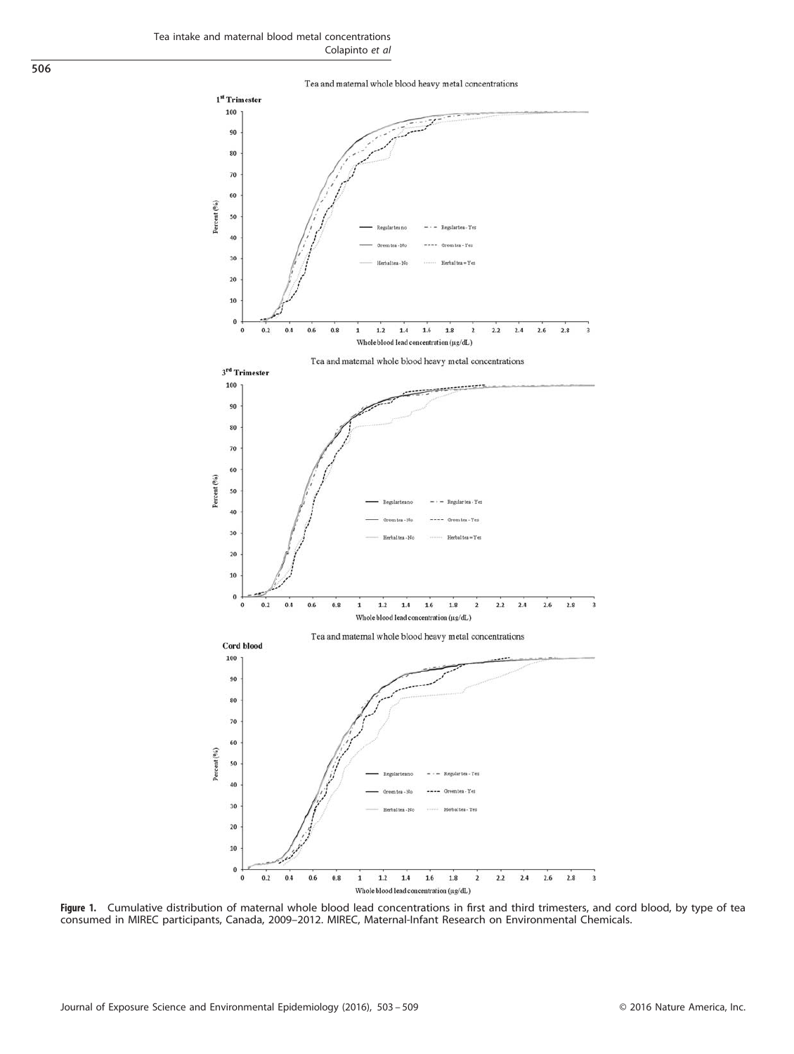**Figure 1.** Cumulative distribution of maternal whole blood lead concentrations in first and third trimesters, and cord blood, by type of tea consumed in MIREC participants, Canada, 2009–2012. MIREC, Maternal-Infant Research on Environmental Chemicals.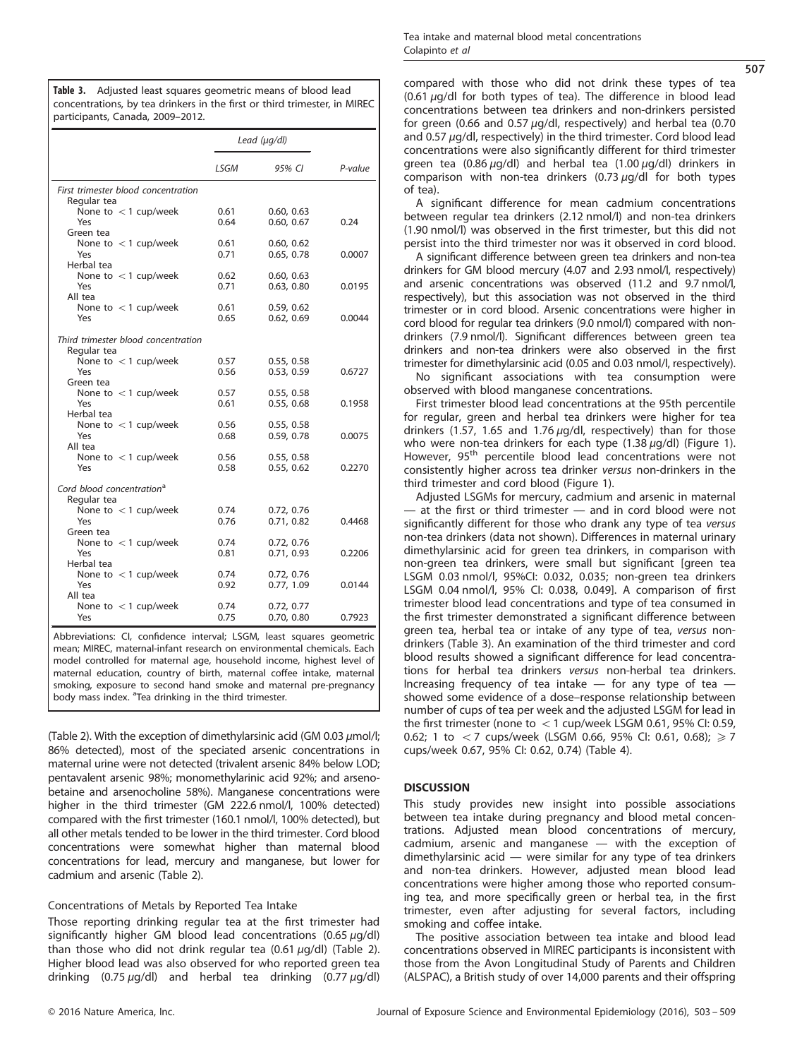**Table 3.** Adjusted least squares geometric means of blood lead concentrations, by tea drinkers in the first or third trimester, in MIREC participants, Canada, 2009–2012.

| | Lead (μg/dl) | | |
|---|---|---|---|
| | LSGM | 95% CI | P-value |
| *First trimester blood concentration* | | | |
| Regular tea | | | |
| None to < 1 cup/week | 0.61 | 0.60, 0.63 | |
| Yes | 0.64 | 0.60, 0.67 | 0.24 |
| Green tea | | | |
| None to < 1 cup/week | 0.61 | 0.60, 0.62 | |
| Yes | 0.71 | 0.65, 0.78 | 0.0007 |
| Herbal tea | | | |
| None to < 1 cup/week | 0.62 | 0.60, 0.63 | |
| Yes | 0.71 | 0.63, 0.80 | 0.0195 |
| All tea | | | |
| None to < 1 cup/week | 0.61 | 0.59, 0.62 | |
| Yes | 0.65 | 0.62, 0.69 | 0.0044 |
| *Third trimester blood concentration* | | | |
| Regular tea | | | |
| None to < 1 cup/week | 0.57 | 0.55, 0.58 | |
| Yes | 0.56 | 0.53, 0.59 | 0.6727 |
| Green tea | | | |
| None to < 1 cup/week | 0.57 | 0.55, 0.58 | |
| Yes | 0.61 | 0.55, 0.68 | 0.1958 |
| Herbal tea | | | |
| None to < 1 cup/week | 0.56 | 0.55, 0.58 | |
| Yes | 0.68 | 0.59, 0.78 | 0.0075 |
| All tea | | | |
| None to < 1 cup/week | 0.56 | 0.55, 0.58 | |
| Yes | 0.58 | 0.55, 0.62 | 0.2270 |
| *Cord blood concentration*[a] | | | |
| Regular tea | | | |
| None to < 1 cup/week | 0.74 | 0.72, 0.76 | |
| Yes | 0.76 | 0.71, 0.82 | 0.4468 |
| Green tea | | | |
| None to < 1 cup/week | 0.74 | 0.72, 0.76 | |
| Yes | 0.81 | 0.71, 0.93 | 0.2206 |
| Herbal tea | | | |
| None to < 1 cup/week | 0.74 | 0.72, 0.76 | |
| Yes | 0.92 | 0.77, 1.09 | 0.0144 |
| All tea | | | |
| None to < 1 cup/week | 0.74 | 0.72, 0.77 | |
| Yes | 0.75 | 0.70, 0.80 | 0.7923 |

Abbreviations: CI, confidence interval; LSGM, least squares geometric mean; MIREC, maternal-infant research on environmental chemicals. Each model controlled for maternal age, household income, highest level of maternal education, country of birth, maternal coffee intake, maternal smoking, exposure to second hand smoke and maternal pre-pregnancy body mass index. [a]Tea drinking in the third trimester.

(Table 2). With the exception of dimethylarsinic acid (GM 0.03 μmol/l; 86% detected), most of the speciated arsenic concentrations in maternal urine were not detected (trivalent arsenic 84% below LOD; pentavalent arsenic 98%; monomethylarinic acid 92%; and arsenobetaine and arsenocholine 58%). Manganese concentrations were higher in the third trimester (GM 222.6 nmol/l, 100% detected) compared with the first trimester (160.1 nmol/l, 100% detected), but all other metals tended to be lower in the third trimester. Cord blood concentrations were somewhat higher than maternal blood concentrations for lead, mercury and manganese, but lower for cadmium and arsenic (Table 2).

### Concentrations of Metals by Reported Tea Intake

Those reporting drinking regular tea at the first trimester had significantly higher GM blood lead concentrations (0.65 μg/dl) than those who did not drink regular tea (0.61 μg/dl) (Table 2). Higher blood lead was also observed for who reported green tea drinking (0.75 μg/dl) and herbal tea drinking (0.77 μg/dl) compared with those who did not drink these types of tea (0.61 μg/dl for both types of tea). The difference in blood lead concentrations between tea drinkers and non-drinkers persisted for green (0.66 and 0.57 μg/dl, respectively) and herbal tea (0.70 and 0.57 μg/dl, respectively) in the third trimester. Cord blood lead concentrations were also significantly different for third trimester green tea (0.86 μg/dl) and herbal tea (1.00 μg/dl) drinkers in comparison with non-tea drinkers (0.73 μg/dl for both types of tea).

A significant difference for mean cadmium concentrations between regular tea drinkers (2.12 nmol/l) and non-tea drinkers (1.90 nmol/l) was observed in the first trimester, but this did not persist into the third trimester nor was it observed in cord blood.

A significant difference between green tea drinkers and non-tea drinkers for GM blood mercury (4.07 and 2.93 nmol/l, respectively) and arsenic concentrations was observed (11.2 and 9.7 nmol/l, respectively), but this association was not observed in the third trimester or in cord blood. Arsenic concentrations were higher in cord blood for regular tea drinkers (9.0 nmol/l) compared with non-drinkers (7.9 nmol/l). Significant differences between green tea drinkers and non-tea drinkers were also observed in the first trimester for dimethylarsinic acid (0.05 and 0.03 nmol/l, respectively).

No significant associations with tea consumption were observed with blood manganese concentrations.

First trimester blood lead concentrations at the 95th percentile for regular, green and herbal tea drinkers were higher for tea drinkers (1.57, 1.65 and 1.76 μg/dl, respectively) than for those who were non-tea drinkers for each type (1.38 μg/dl) (Figure 1). However, 95[th] percentile blood lead concentrations were not consistently higher across tea drinker *versus* non-drinkers in the third trimester and cord blood (Figure 1).

Adjusted LSGMs for mercury, cadmium and arsenic in maternal — at the first or third trimester — and in cord blood were not significantly different for those who drank any type of tea *versus* non-tea drinkers (data not shown). Differences in maternal urinary dimethylarsinic acid for green tea drinkers, in comparison with non-green tea drinkers, were small but significant [green tea LSGM 0.03 nmol/l, 95%CI: 0.032, 0.035; non-green tea drinkers LSGM 0.04 nmol/l, 95% CI: 0.038, 0.049]. A comparison of first trimester blood lead concentrations and type of tea consumed in the first trimester demonstrated a significant difference between green tea, herbal tea or intake of any type of tea, *versus* non-drinkers (Table 3). An examination of the third trimester and cord blood results showed a significant difference for lead concentrations for herbal tea drinkers *versus* non-herbal tea drinkers. Increasing frequency of tea intake — for any type of tea — showed some evidence of a dose–response relationship between number of cups of tea per week and the adjusted LSGM for lead in the first trimester (none to < 1 cup/week LSGM 0.61, 95% CI: 0.59, 0.62; 1 to < 7 cups/week (LSGM 0.66, 95% CI: 0.61, 0.68); ⩾ 7 cups/week 0.67, 95% CI: 0.62, 0.74) (Table 4).

## DISCUSSION

This study provides new insight into possible associations between tea intake during pregnancy and blood metal concentrations. Adjusted mean blood concentrations of mercury, cadmium, arsenic and manganese — with the exception of dimethylarsinic acid — were similar for any type of tea drinkers and non-tea drinkers. However, adjusted mean blood lead concentrations were higher among those who reported consuming tea, and more specifically green or herbal tea, in the first trimester, even after adjusting for several factors, including smoking and coffee intake.

The positive association between tea intake and blood lead concentrations observed in MIREC participants is inconsistent with those from the Avon Longitudinal Study of Parents and Children (ALSPAC), a British study of over 14,000 parents and their offspring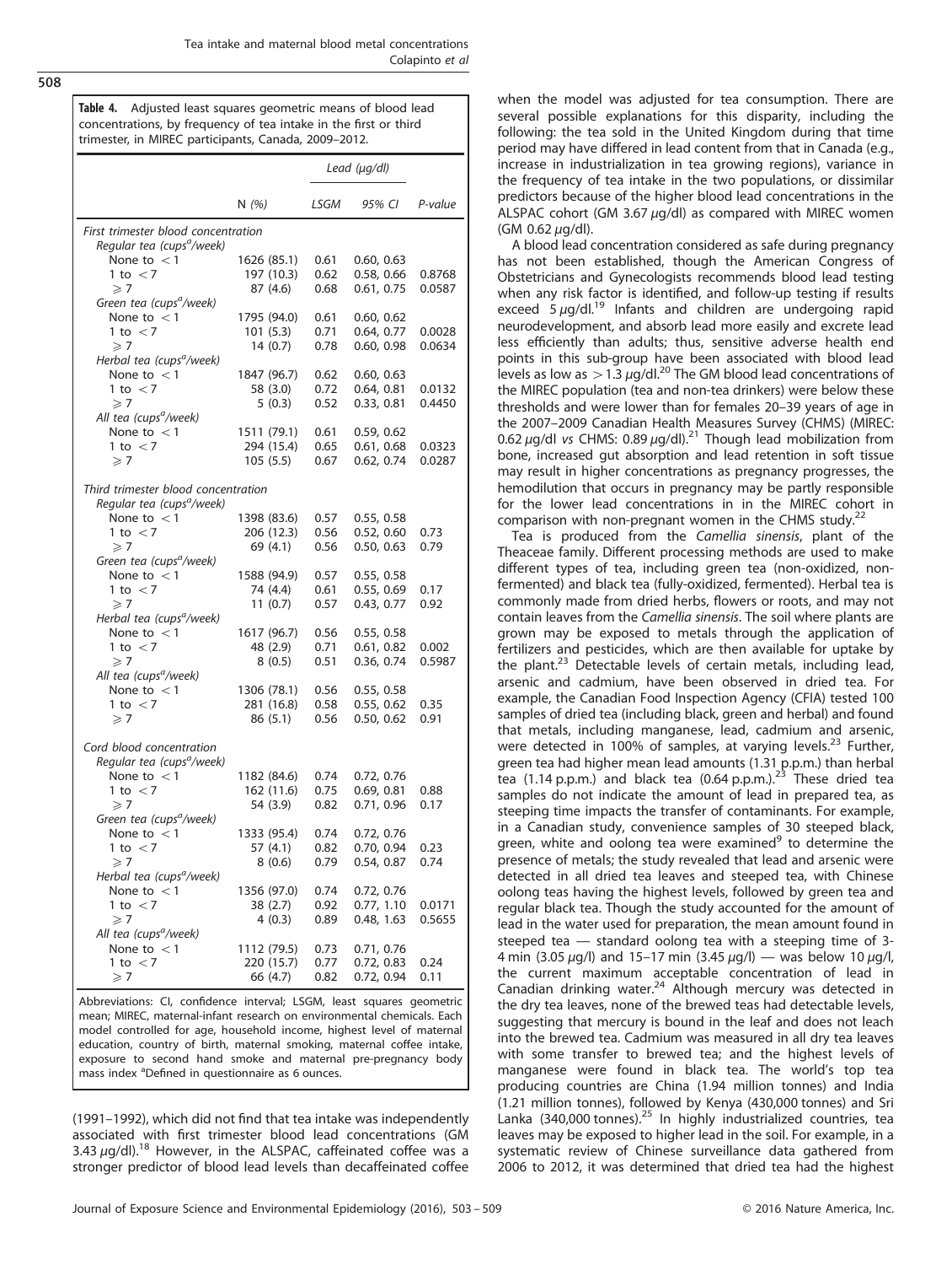**Table 4.** Adjusted least squares geometric means of blood lead concentrations, by frequency of tea intake in the first or third trimester, in MIREC participants, Canada, 2009–2012.

| | | Lead (μg/dl) | | |
|---|---|---|---|---|
| | N (%) | LSGM | 95% CI | P-value |
| *First trimester blood concentration* | | | | |
| *Regular tea (cups[a]/week)* | | | | |
| None to <1 | 1626 (85.1) | 0.61 | 0.60, 0.63 | |
| 1 to <7 | 197 (10.3) | 0.62 | 0.58, 0.66 | 0.8768 |
| ⩾7 | 87 (4.6) | 0.68 | 0.61, 0.75 | 0.0587 |
| *Green tea (cups[a]/week)* | | | | |
| None to <1 | 1795 (94.0) | 0.61 | 0.60, 0.62 | |
| 1 to <7 | 101 (5.3) | 0.71 | 0.64, 0.77 | 0.0028 |
| ⩾7 | 14 (0.7) | 0.78 | 0.60, 0.98 | 0.0634 |
| *Herbal tea (cups[a]/week)* | | | | |
| None to <1 | 1847 (96.7) | 0.62 | 0.60, 0.63 | |
| 1 to <7 | 58 (3.0) | 0.72 | 0.64, 0.81 | 0.0132 |
| ⩾7 | 5 (0.3) | 0.52 | 0.33, 0.81 | 0.4450 |
| *All tea (cups[a]/week)* | | | | |
| None to <1 | 1511 (79.1) | 0.61 | 0.59, 0.62 | |
| 1 to <7 | 294 (15.4) | 0.65 | 0.61, 0.68 | 0.0323 |
| ⩾7 | 105 (5.5) | 0.67 | 0.62, 0.74 | 0.0287 |
| *Third trimester blood concentration* | | | | |
| *Regular tea (cups[a]/week)* | | | | |
| None to <1 | 1398 (83.6) | 0.57 | 0.55, 0.58 | |
| 1 to <7 | 206 (12.3) | 0.56 | 0.52, 0.60 | 0.73 |
| ⩾7 | 69 (4.1) | 0.56 | 0.50, 0.63 | 0.79 |
| *Green tea (cups[a]/week)* | | | | |
| None to <1 | 1588 (94.9) | 0.57 | 0.55, 0.58 | |
| 1 to <7 | 74 (4.4) | 0.61 | 0.55, 0.69 | 0.17 |
| ⩾7 | 11 (0.7) | 0.57 | 0.43, 0.77 | 0.92 |
| *Herbal tea (cups[a]/week)* | | | | |
| None to <1 | 1617 (96.7) | 0.56 | 0.55, 0.58 | |
| 1 to <7 | 48 (2.9) | 0.71 | 0.61, 0.82 | 0.002 |
| ⩾7 | 8 (0.5) | 0.51 | 0.36, 0.74 | 0.5987 |
| *All tea (cups[a]/week)* | | | | |
| None to <1 | 1306 (78.1) | 0.56 | 0.55, 0.58 | |
| 1 to <7 | 281 (16.8) | 0.58 | 0.55, 0.62 | 0.35 |
| ⩾7 | 86 (5.1) | 0.56 | 0.50, 0.62 | 0.91 |
| *Cord blood concentration* | | | | |
| *Regular tea (cups[a]/week)* | | | | |
| None to <1 | 1182 (84.6) | 0.74 | 0.72, 0.76 | |
| 1 to <7 | 162 (11.6) | 0.75 | 0.69, 0.81 | 0.88 |
| ⩾7 | 54 (3.9) | 0.82 | 0.71, 0.96 | 0.17 |
| *Green tea (cups[a]/week)* | | | | |
| None to <1 | 1333 (95.4) | 0.74 | 0.72, 0.76 | |
| 1 to <7 | 57 (4.1) | 0.82 | 0.70, 0.94 | 0.23 |
| ⩾7 | 8 (0.6) | 0.79 | 0.54, 0.87 | 0.74 |
| *Herbal tea (cups[a]/week)* | | | | |
| None to <1 | 1356 (97.0) | 0.74 | 0.72, 0.76 | |
| 1 to <7 | 38 (2.7) | 0.92 | 0.77, 1.10 | 0.0171 |
| ⩾7 | 4 (0.3) | 0.89 | 0.48, 1.63 | 0.5655 |
| *All tea (cups[a]/week)* | | | | |
| None to <1 | 1112 (79.5) | 0.73 | 0.71, 0.76 | |
| 1 to <7 | 220 (15.7) | 0.77 | 0.72, 0.83 | 0.24 |
| ⩾7 | 66 (4.7) | 0.82 | 0.72, 0.94 | 0.11 |

Abbreviations: CI, confidence interval; LSGM, least squares geometric mean; MIREC, maternal-infant research on environmental chemicals. Each model controlled for age, household income, highest level of maternal education, country of birth, maternal smoking, maternal coffee intake, exposure to second hand smoke and maternal pre-pregnancy body mass index [a]Defined in questionnaire as 6 ounces.

(1991–1992), which did not find that tea intake was independently associated with first trimester blood lead concentrations (GM 3.43 μg/dl).[18] However, in the ALSPAC, caffeinated coffee was a stronger predictor of blood lead levels than decaffeinated coffee when the model was adjusted for tea consumption. There are several possible explanations for this disparity, including the following: the tea sold in the United Kingdom during that time period may have differed in lead content from that in Canada (e.g., increase in industrialization in tea growing regions), variance in the frequency of tea intake in the two populations, or dissimilar predictors because of the higher blood lead concentrations in the ALSPAC cohort (GM 3.67 μg/dl) as compared with MIREC women (GM 0.62 μg/dl).

A blood lead concentration considered as safe during pregnancy has not been established, though the American Congress of Obstetricians and Gynecologists recommends blood lead testing when any risk factor is identified, and follow-up testing if results exceed 5 μg/dl.[19] Infants and children are undergoing rapid neurodevelopment, and absorb lead more easily and excrete lead less efficiently than adults; thus, sensitive adverse health end points in this sub-group have been associated with blood lead levels as low as >1.3 μg/dl.[20] The GM blood lead concentrations of the MIREC population (tea and non-tea drinkers) were below these thresholds and were lower than for females 20–39 years of age in the 2007–2009 Canadian Health Measures Survey (CHMS) (MIREC: 0.62 μg/dl *vs* CHMS: 0.89 μg/dl).[21] Though lead mobilization from bone, increased gut absorption and lead retention in soft tissue may result in higher concentrations as pregnancy progresses, the hemodilution that occurs in pregnancy may be partly responsible for the lower lead concentrations in in the MIREC cohort in comparison with non-pregnant women in the CHMS study.[22]

Tea is produced from the *Camellia sinensis*, plant of the Theaceae family. Different processing methods are used to make different types of tea, including green tea (non-oxidized, non-fermented) and black tea (fully-oxidized, fermented). Herbal tea is commonly made from dried herbs, flowers or roots, and may not contain leaves from the *Camellia sinensis*. The soil where plants are grown may be exposed to metals through the application of fertilizers and pesticides, which are then available for uptake by the plant.[23] Detectable levels of certain metals, including lead, arsenic and cadmium, have been observed in dried tea. For example, the Canadian Food Inspection Agency (CFIA) tested 100 samples of dried tea (including black, green and herbal) and found that metals, including manganese, lead, cadmium and arsenic, were detected in 100% of samples, at varying levels.[23] Further, green tea had higher mean lead amounts (1.31 p.p.m.) than herbal tea (1.14 p.p.m.) and black tea (0.64 p.p.m.).[23] These dried tea samples do not indicate the amount of lead in prepared tea, as steeping time impacts the transfer of contaminants. For example, in a Canadian study, convenience samples of 30 steeped black, green, white and oolong tea were examined[9] to determine the presence of metals; the study revealed that lead and arsenic were detected in all dried tea leaves and steeped tea, with Chinese oolong teas having the highest levels, followed by green tea and regular black tea. Though the study accounted for the amount of lead in the water used for preparation, the mean amount found in steeped tea — standard oolong tea with a steeping time of 3-4 min (3.05 μg/l) and 15–17 min (3.45 μg/l) — was below 10 μg/l, the current maximum acceptable concentration of lead in Canadian drinking water.[24] Although mercury was detected in the dry tea leaves, none of the brewed teas had detectable levels, suggesting that mercury is bound in the leaf and does not leach into the brewed tea. Cadmium was measured in all dry tea leaves with some transfer to brewed tea; and the highest levels of manganese were found in black tea. The world's top tea producing countries are China (1.94 million tonnes) and India (1.21 million tonnes), followed by Kenya (430,000 tonnes) and Sri Lanka (340,000 tonnes).[25] In highly industrialized countries, tea leaves may be exposed to higher lead in the soil. For example, in a systematic review of Chinese surveillance data gathered from 2006 to 2012, it was determined that dried tea had the highest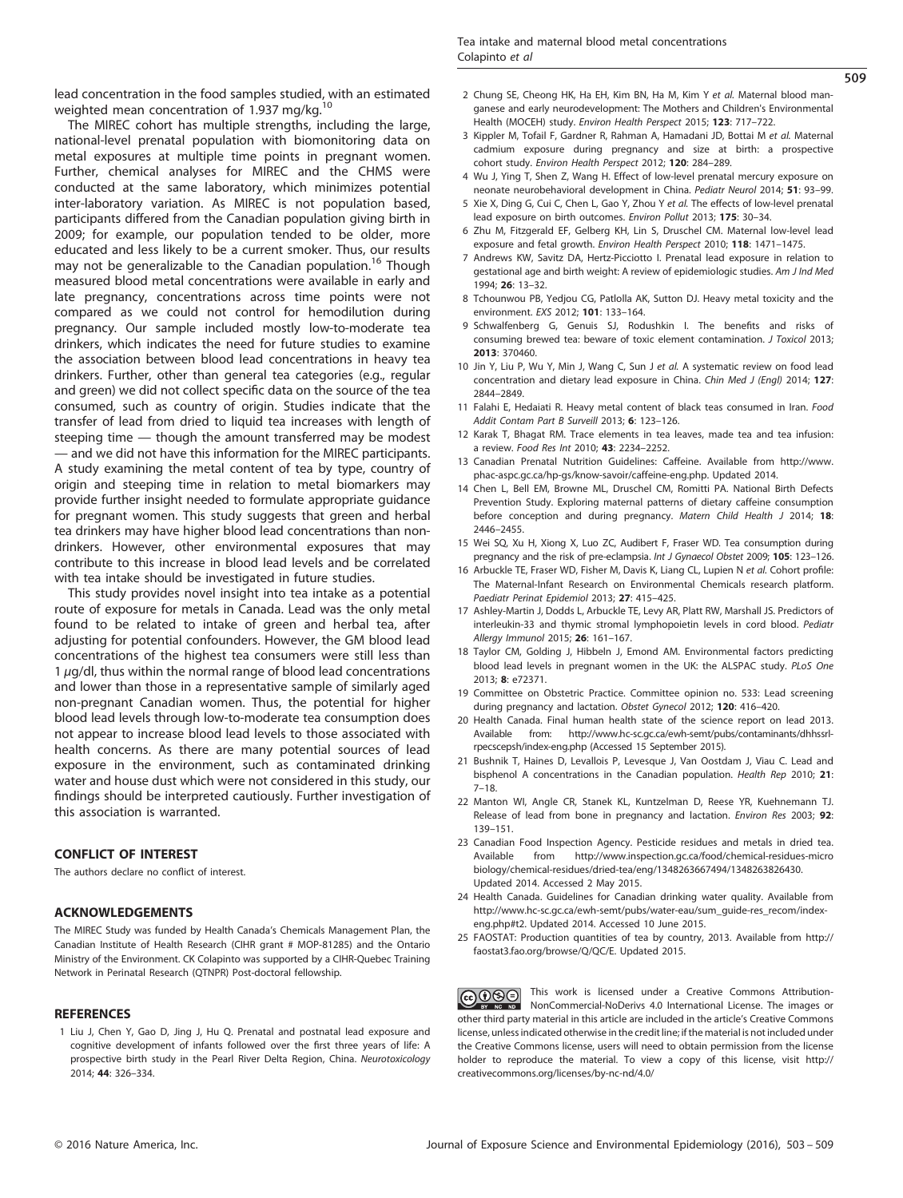lead concentration in the food samples studied, with an estimated weighted mean concentration of 1.937 mg/kg.[10]

The MIREC cohort has multiple strengths, including the large, national-level prenatal population with biomonitoring data on metal exposures at multiple time points in pregnant women. Further, chemical analyses for MIREC and the CHMS were conducted at the same laboratory, which minimizes potential inter-laboratory variation. As MIREC is not population based, participants differed from the Canadian population giving birth in 2009; for example, our population tended to be older, more educated and less likely to be a current smoker. Thus, our results may not be generalizable to the Canadian population.[16] Though measured blood metal concentrations were available in early and late pregnancy, concentrations across time points were not compared as we could not control for hemodilution during pregnancy. Our sample included mostly low-to-moderate tea drinkers, which indicates the need for future studies to examine the association between blood lead concentrations in heavy tea drinkers. Further, other than general tea categories (e.g., regular and green) we did not collect specific data on the source of the tea consumed, such as country of origin. Studies indicate that the transfer of lead from dried to liquid tea increases with length of steeping time — though the amount transferred may be modest — and we did not have this information for the MIREC participants. A study examining the metal content of tea by type, country of origin and steeping time in relation to metal biomarkers may provide further insight needed to formulate appropriate guidance for pregnant women. This study suggests that green and herbal tea drinkers may have higher blood lead concentrations than non-drinkers. However, other environmental exposures that may contribute to this increase in blood lead levels and be correlated with tea intake should be investigated in future studies.

This study provides novel insight into tea intake as a potential route of exposure for metals in Canada. Lead was the only metal found to be related to intake of green and herbal tea, after adjusting for potential confounders. However, the GM blood lead concentrations of the highest tea consumers were still less than 1 $\mu$g/dl, thus within the normal range of blood lead concentrations and lower than those in a representative sample of similarly aged non-pregnant Canadian women. Thus, the potential for higher blood lead levels through low-to-moderate tea consumption does not appear to increase blood lead levels to those associated with health concerns. As there are many potential sources of lead exposure in the environment, such as contaminated drinking water and house dust which were not considered in this study, our findings should be interpreted cautiously. Further investigation of this association is warranted.

## CONFLICT OF INTEREST

The authors declare no conflict of interest.

## ACKNOWLEDGEMENTS

The MIREC Study was funded by Health Canada's Chemicals Management Plan, the Canadian Institute of Health Research (CIHR grant # MOP-81285) and the Ontario Ministry of the Environment. CK Colapinto was supported by a CIHR-Quebec Training Network in Perinatal Research (QTNPR) Post-doctoral fellowship.

## REFERENCES

1 Liu J, Chen Y, Gao D, Jing J, Hu Q. Prenatal and postnatal lead exposure and cognitive development of infants followed over the first three years of life: A prospective birth study in the Pearl River Delta Region, China. *Neurotoxicology* 2014; **44**: 326–334.

2 Chung SE, Cheong HK, Ha EH, Kim BN, Ha M, Kim Y *et al.* Maternal blood manganese and early neurodevelopment: The Mothers and Children's Environmental Health (MOCEH) study. *Environ Health Perspect* 2015; **123**: 717–722.

3 Kippler M, Tofail F, Gardner R, Rahman A, Hamadani JD, Bottai M *et al.* Maternal cadmium exposure during pregnancy and size at birth: a prospective cohort study. *Environ Health Perspect* 2012; **120**: 284–289.

4 Wu J, Ying T, Shen Z, Wang H. Effect of low-level prenatal mercury exposure on neonate neurobehavioral development in China. *Pediatr Neurol* 2014; **51**: 93–99.

5 Xie X, Ding G, Cui C, Chen L, Gao Y, Zhou Y *et al.* The effects of low-level prenatal lead exposure on birth outcomes. *Environ Pollut* 2013; **175**: 30–34.

6 Zhu M, Fitzgerald EF, Gelberg KH, Lin S, Druschel CM. Maternal low-level lead exposure and fetal growth. *Environ Health Perspect* 2010; **118**: 1471–1475.

7 Andrews KW, Savitz DA, Hertz-Picciotto I. Prenatal lead exposure in relation to gestational age and birth weight: A review of epidemiologic studies. *Am J Ind Med* 1994; **26**: 13–32.

8 Tchounwou PB, Yedjou CG, Patlolla AK, Sutton DJ. Heavy metal toxicity and the environment. *EXS* 2012; **101**: 133–164.

9 Schwalfenberg G, Genuis SJ, Rodushkin I. The benefits and risks of consuming brewed tea: beware of toxic element contamination. *J Toxicol* 2013; **2013**: 370460.

10 Jin Y, Liu P, Wu Y, Min J, Wang C, Sun J *et al.* A systematic review on food lead concentration and dietary lead exposure in China. *Chin Med J (Engl)* 2014; **127**: 2844–2849.

11 Falahi E, Hedaiati R. Heavy metal content of black teas consumed in Iran. *Food Addit Contam Part B Surveill* 2013; **6**: 123–126.

12 Karak T, Bhagat RM. Trace elements in tea leaves, made tea and tea infusion: a review. *Food Res Int* 2010; **43**: 2234–2252.

13 Canadian Prenatal Nutrition Guidelines: Caffeine. Available from http://www.phac-aspc.gc.ca/hp-gs/know-savoir/caffeine-eng.php. Updated 2014.

14 Chen L, Bell EM, Browne ML, Druschel CM, Romitti PA. National Birth Defects Prevention Study. Exploring maternal patterns of dietary caffeine consumption before conception and during pregnancy. *Matern Child Health J* 2014; **18**: 2446–2455.

15 Wei SQ, Xu H, Xiong X, Luo ZC, Audibert F, Fraser WD. Tea consumption during pregnancy and the risk of pre-eclampsia. *Int J Gynaecol Obstet* 2009; **105**: 123–126.

16 Arbuckle TE, Fraser WD, Fisher M, Davis K, Liang CL, Lupien N *et al.* Cohort profile: The Maternal-Infant Research on Environmental Chemicals research platform. *Paediatr Perinat Epidemiol* 2013; **27**: 415–425.

17 Ashley-Martin J, Dodds L, Arbuckle TE, Levy AR, Platt RW, Marshall JS. Predictors of interleukin-33 and thymic stromal lymphopoietin levels in cord blood. *Pediatr Allergy Immunol* 2015; **26**: 161–167.

18 Taylor CM, Golding J, Hibbeln J, Emond AM. Environmental factors predicting blood lead levels in pregnant women in the UK: the ALSPAC study. *PLoS One* 2013; **8**: e72371.

19 Committee on Obstetric Practice. Committee opinion no. 533: Lead screening during pregnancy and lactation. *Obstet Gynecol* 2012; **120**: 416–420.

20 Health Canada. Final human health state of the science report on lead 2013. Available from: http://www.hc-sc.gc.ca/ewh-semt/pubs/contaminants/dhhssrl-rpecscepsh/index-eng.php (Accessed 15 September 2015).

21 Bushnik T, Haines D, Levallois P, Levesque J, Van Oostdam J, Viau C. Lead and bisphenol A concentrations in the Canadian population. *Health Rep* 2010; **21**: 7–18.

22 Manton WI, Angle CR, Stanek KL, Kuntzelman D, Reese YR, Kuehnemann TJ. Release of lead from bone in pregnancy and lactation. *Environ Res* 2003; **92**: 139–151.

23 Canadian Food Inspection Agency. Pesticide residues and metals in dried tea. Available from http://www.inspection.gc.ca/food/chemical-residues-microbiology/chemical-residues/dried-tea/eng/1348263667494/1348263826430. Updated 2014. Accessed 2 May 2015.

24 Health Canada. Guidelines for Canadian drinking water quality. Available from http://www.hc-sc.gc.ca/ewh-semt/pubs/water-eau/sum_guide-res_recom/index-eng.php#t2. Updated 2014. Accessed 10 June 2015.

25 FAOSTAT: Production quantities of tea by country, 2013. Available from http://faostat3.fao.org/browse/Q/QC/E. Updated 2015.

This work is licensed under a Creative Commons Attribution-NonCommercial-NoDerivs 4.0 International License. The images or other third party material in this article are included in the article's Creative Commons license, unless indicated otherwise in the credit line; if the material is not included under the Creative Commons license, users will need to obtain permission from the license holder to reproduce the material. To view a copy of this license, visit http://creativecommons.org/licenses/by-nc-nd/4.0/